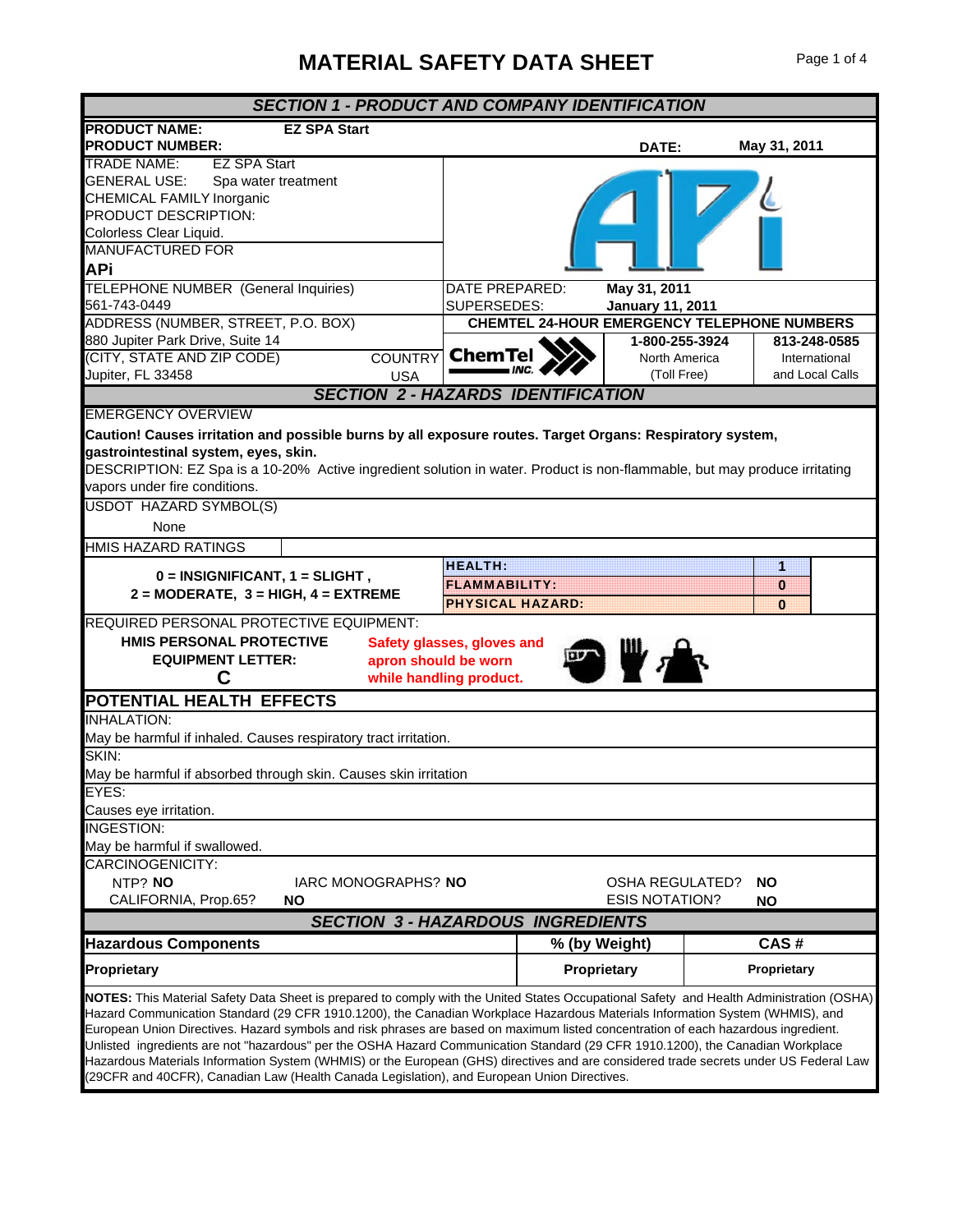# MATERIAL SAFETY DATA SHEET

## SECTION 1 - PRODUCT AND COMPANY IDENTIFICATION

**PRODUCT NAME:** **EZ SPA Start**
**PRODUCT NUMBER:**
**DATE:** **May 31, 2011**

TRADE NAME: EZ SPA Start
GENERAL USE: Spa water treatment
CHEMICAL FAMILY Inorganic
PRODUCT DESCRIPTION:
Colorless Clear Liquid.
MANUFACTURED FOR
**APi**

TELEPHONE NUMBER (General Inquiries)
561-743-0449

DATE PREPARED: **May 31, 2011**
SUPERSEDES: **January 11, 2011**

ADDRESS (NUMBER, STREET, P.O. BOX)
880 Jupiter Park Drive, Suite 14
(CITY, STATE AND ZIP CODE) Jupiter, FL 33458
COUNTRY USA

**CHEMTEL 24-HOUR EMERGENCY TELEPHONE NUMBERS**

| ChemTel INC. | 1-800-255-3924 | 813-248-0585 |
|---|---|---|
| | North America (Toll Free) | International and Local Calls |

## SECTION 2 - HAZARDS IDENTIFICATION

EMERGENCY OVERVIEW

**Caution! Causes irritation and possible burns by all exposure routes. Target Organs: Respiratory system, gastrointestinal system, eyes, skin.**

DESCRIPTION: EZ Spa is a 10-20% Active ingredient solution in water. Product is non-flammable, but may produce irritating vapors under fire conditions.

USDOT HAZARD SYMBOL(S)

None

HMIS HAZARD RATINGS

**0 = INSIGNIFICANT, 1 = SLIGHT, 2 = MODERATE, 3 = HIGH, 4 = EXTREME**

| Rating | Value |
|---|---|
| HEALTH: | 1 |
| FLAMMABILITY: | 0 |
| PHYSICAL HAZARD: | 0 |

REQUIRED PERSONAL PROTECTIVE EQUIPMENT:

**HMIS PERSONAL PROTECTIVE EQUIPMENT LETTER:**
**C**

**Safety glasses, gloves and apron should be worn while handling product.**

### POTENTIAL HEALTH EFFECTS

INHALATION:
May be harmful if inhaled. Causes respiratory tract irritation.

SKIN:
May be harmful if absorbed through skin. Causes skin irritation

EYES:
Causes eye irritation.

INGESTION:
May be harmful if swallowed.

CARCINOGENICITY:

NTP? **NO** IARC MONOGRAPHS? **NO** OSHA REGULATED? **NO**
CALIFORNIA, Prop.65? **NO** ESIS NOTATION? **NO**

## SECTION 3 - HAZARDOUS INGREDIENTS

| Hazardous Components | % (by Weight) | CAS # |
|---|---|---|
| **Proprietary** | **Proprietary** | **Proprietary** |

**NOTES:** This Material Safety Data Sheet is prepared to comply with the United States Occupational Safety and Health Administration (OSHA) Hazard Communication Standard (29 CFR 1910.1200), the Canadian Workplace Hazardous Materials Information System (WHMIS), and European Union Directives. Hazard symbols and risk phrases are based on maximum listed concentration of each hazardous ingredient. Unlisted ingredients are not "hazardous" per the OSHA Hazard Communication Standard (29 CFR 1910.1200), the Canadian Workplace Hazardous Materials Information System (WHMIS) or the European (GHS) directives and are considered trade secrets under US Federal Law (29CFR and 40CFR), Canadian Law (Health Canada Legislation), and European Union Directives.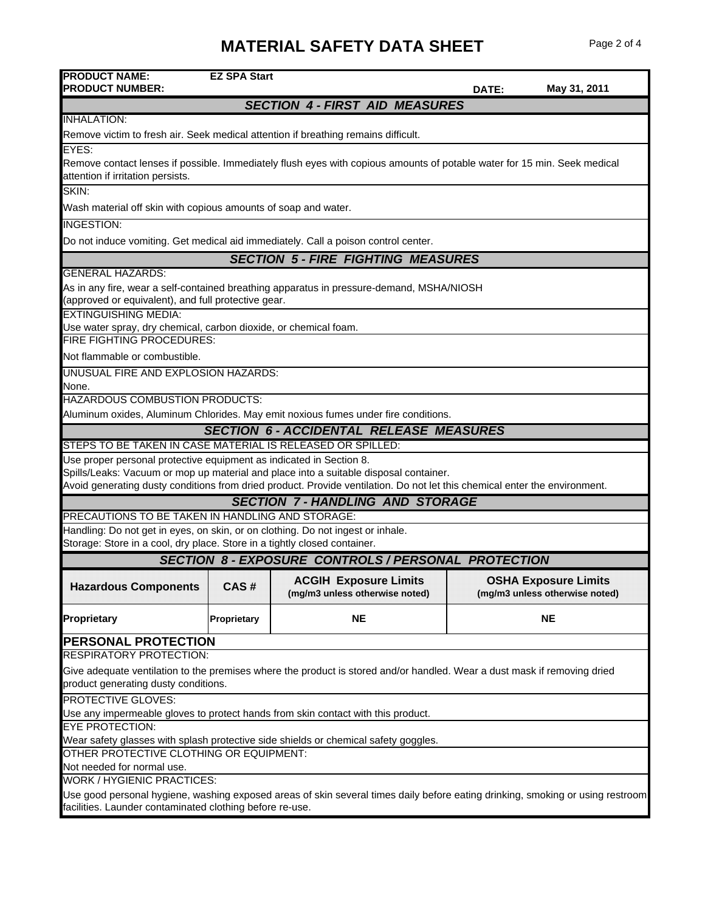# MATERIAL SAFETY DATA SHEET

**PRODUCT NAME:** EZ SPA Start
**PRODUCT NUMBER:**
**DATE:** May 31, 2011

## SECTION 4 - FIRST AID MEASURES

INHALATION:

Remove victim to fresh air. Seek medical attention if breathing remains difficult.

EYES:

Remove contact lenses if possible. Immediately flush eyes with copious amounts of potable water for 15 min. Seek medical attention if irritation persists.

SKIN:

Wash material off skin with copious amounts of soap and water.

INGESTION:

Do not induce vomiting. Get medical aid immediately. Call a poison control center.

## SECTION 5 - FIRE FIGHTING MEASURES

GENERAL HAZARDS:

As in any fire, wear a self-contained breathing apparatus in pressure-demand, MSHA/NIOSH (approved or equivalent), and full protective gear.

EXTINGUISHING MEDIA:

Use water spray, dry chemical, carbon dioxide, or chemical foam.

FIRE FIGHTING PROCEDURES:

Not flammable or combustible.

UNUSUAL FIRE AND EXPLOSION HAZARDS:

None.

HAZARDOUS COMBUSTION PRODUCTS:

Aluminum oxides, Aluminum Chlorides. May emit noxious fumes under fire conditions.

## SECTION 6 - ACCIDENTAL RELEASE MEASURES

STEPS TO BE TAKEN IN CASE MATERIAL IS RELEASED OR SPILLED:

Use proper personal protective equipment as indicated in Section 8.
Spills/Leaks: Vacuum or mop up material and place into a suitable disposal container.
Avoid generating dusty conditions from dried product. Provide ventilation. Do not let this chemical enter the environment.

## SECTION 7 - HANDLING AND STORAGE

PRECAUTIONS TO BE TAKEN IN HANDLING AND STORAGE:

Handling: Do not get in eyes, on skin, or on clothing. Do not ingest or inhale.
Storage: Store in a cool, dry place. Store in a tightly closed container.

## SECTION 8 - EXPOSURE CONTROLS / PERSONAL PROTECTION

| Hazardous Components | CAS # | ACGIH Exposure Limits (mg/m3 unless otherwise noted) | OSHA Exposure Limits (mg/m3 unless otherwise noted) |
|---|---|---|---|
| **Proprietary** | **Proprietary** | **NE** | **NE** |

### PERSONAL PROTECTION

RESPIRATORY PROTECTION:

Give adequate ventilation to the premises where the product is stored and/or handled. Wear a dust mask if removing dried product generating dusty conditions.

PROTECTIVE GLOVES:

Use any impermeable gloves to protect hands from skin contact with this product.

EYE PROTECTION:

Wear safety glasses with splash protective side shields or chemical safety goggles.

OTHER PROTECTIVE CLOTHING OR EQUIPMENT:

Not needed for normal use.

WORK / HYGIENIC PRACTICES:

Use good personal hygiene, washing exposed areas of skin several times daily before eating drinking, smoking or using restroom facilities. Launder contaminated clothing before re-use.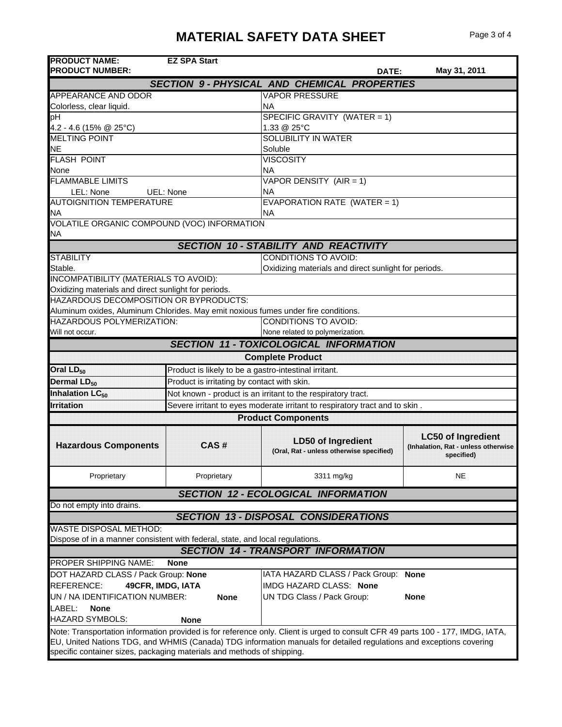# MATERIAL SAFETY DATA SHEET

**PRODUCT NAME:** EZ SPA Start
**PRODUCT NUMBER:**
**DATE:** May 31, 2011

## SECTION 9 - PHYSICAL AND CHEMICAL PROPERTIES

| | |
|---|---|
| APPEARANCE AND ODOR<br>Colorless, clear liquid. | VAPOR PRESSURE<br>NA |
| pH<br>4.2 - 4.6 (15% @ 25°C) | SPECIFIC GRAVITY (WATER = 1)<br>1.33 @ 25°C |
| MELTING POINT<br>NE | SOLUBILITY IN WATER<br>Soluble |
| FLASH POINT<br>None | VISCOSITY<br>NA |
| FLAMMABLE LIMITS<br>LEL: None UEL: None | VAPOR DENSITY (AIR = 1)<br>NA |
| AUTOIGNITION TEMPERATURE<br>NA | EVAPORATION RATE (WATER = 1)<br>NA |

VOLATILE ORGANIC COMPOUND (VOC) INFORMATION
NA

## SECTION 10 - STABILITY AND REACTIVITY

| | |
|---|---|
| STABILITY<br>Stable. | CONDITIONS TO AVOID:<br>Oxidizing materials and direct sunlight for periods. |

INCOMPATIBILITY (MATERIALS TO AVOID):
Oxidizing materials and direct sunlight for periods.

HAZARDOUS DECOMPOSITION OR BYPRODUCTS:
Aluminum oxides, Aluminum Chlorides. May emit noxious fumes under fire conditions.

| | |
|---|---|
| HAZARDOUS POLYMERIZATION:<br>Will not occur. | CONDITIONS TO AVOID:<br>None related to polymerization. |

## SECTION 11 - TOXICOLOGICAL INFORMATION

**Complete Product**

| | |
|---|---|
| **Oral $LD_{50}$** | Product is likely to be a gastro-intestinal irritant. |
| **Dermal $LD_{50}$** | Product is irritating by contact with skin. |
| **Inhalation $LC_{50}$** | Not known - product is an irritant to the respiratory tract. |
| **Irritation** | Severe irritant to eyes moderate irritant to respiratory tract and to skin . |

**Product Components**

| Hazardous Components | CAS # | LD50 of Ingredient (Oral, Rat - unless otherwise specified) | LC50 of Ingredient (Inhalation, Rat - unless otherwise specified) |
|---|---|---|---|
| Proprietary | Proprietary | 3311 mg/kg | NE |

## SECTION 12 - ECOLOGICAL INFORMATION

Do not empty into drains.

## SECTION 13 - DISPOSAL CONSIDERATIONS

WASTE DISPOSAL METHOD:
Dispose of in a manner consistent with federal, state, and local regulations.

## SECTION 14 - TRANSPORT INFORMATION

PROPER SHIPPING NAME: **None**

| | |
|---|---|
| DOT HAZARD CLASS / Pack Group: **None** | IATA HAZARD CLASS / Pack Group: **None** |
| REFERENCE: **49CFR, IMDG, IATA** | IMDG HAZARD CLASS: **None** |
| UN / NA IDENTIFICATION NUMBER: **None** | UN TDG Class / Pack Group: **None** |
| LABEL: **None** | |
| HAZARD SYMBOLS: **None** | |

Note: Transportation information provided is for reference only. Client is urged to consult CFR 49 parts 100 - 177, IMDG, IATA, EU, United Nations TDG, and WHMIS (Canada) TDG information manuals for detailed regulations and exceptions covering specific container sizes, packaging materials and methods of shipping.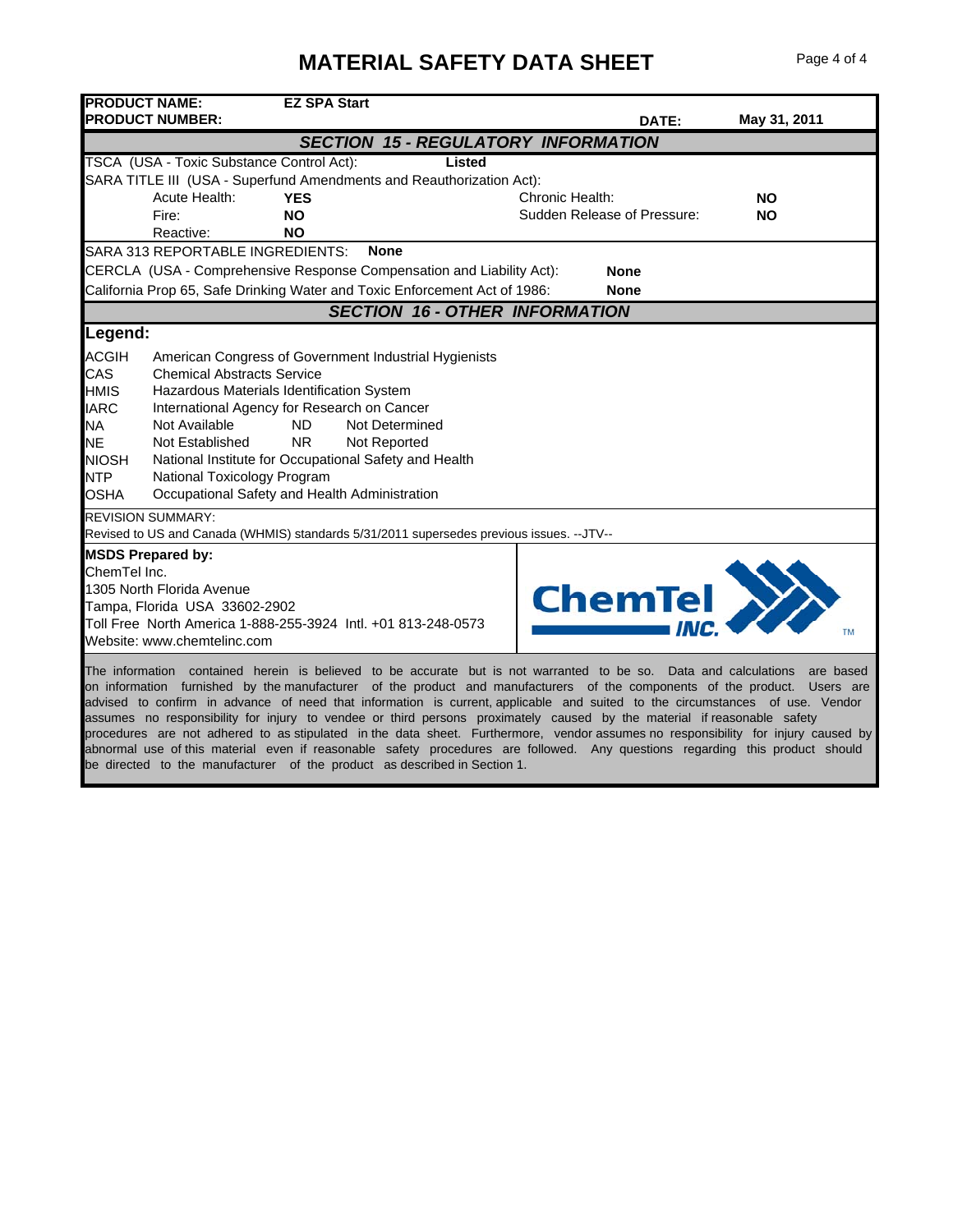# MATERIAL SAFETY DATA SHEET

**PRODUCT NAME:** EZ SPA Start
**PRODUCT NUMBER:**
**DATE:** May 31, 2011

## SECTION 15 - REGULATORY INFORMATION

TSCA (USA - Toxic Substance Control Act): **Listed**

SARA TITLE III (USA - Superfund Amendments and Reauthorization Act):

| | | | |
|---|---|---|---|
| Acute Health: | **YES** | Chronic Health: | **NO** |
| Fire: | **NO** | Sudden Release of Pressure: | **NO** |
| Reactive: | **NO** | | |

SARA 313 REPORTABLE INGREDIENTS: **None**

CERCLA (USA - Comprehensive Response Compensation and Liability Act): **None**

California Prop 65, Safe Drinking Water and Toxic Enforcement Act of 1986: **None**

## SECTION 16 - OTHER INFORMATION

**Legend:**

| | |
|---|---|
| ACGIH | American Congress of Government Industrial Hygienists |
| CAS | Chemical Abstracts Service |
| HMIS | Hazardous Materials Identification System |
| IARC | International Agency for Research on Cancer |
| NA | Not Available ND Not Determined |
| NE | Not Established NR Not Reported |
| NIOSH | National Institute for Occupational Safety and Health |
| NTP | National Toxicology Program |
| OSHA | Occupational Safety and Health Administration |

REVISION SUMMARY:
Revised to US and Canada (WHMIS) standards 5/31/2011 supersedes previous issues. --JTV--

**MSDS Prepared by:**
ChemTel Inc.
1305 North Florida Avenue
Tampa, Florida USA 33602-2902
Toll Free North America 1-888-255-3924 Intl. +01 813-248-0573
Website: www.chemtelinc.com

ChemTel INC.™

The information contained herein is believed to be accurate but is not warranted to be so. Data and calculations are based on information furnished by the manufacturer of the product and manufacturers of the components of the product. Users are advised to confirm in advance of need that information is current, applicable and suited to the circumstances of use. Vendor assumes no responsibility for injury to vendee or third persons proximately caused by the material if reasonable safety procedures are not adhered to as stipulated in the data sheet. Furthermore, vendor assumes no responsibility for injury caused by abnormal use of this material even if reasonable safety procedures are followed. Any questions regarding this product should be directed to the manufacturer of the product as described in Section 1.